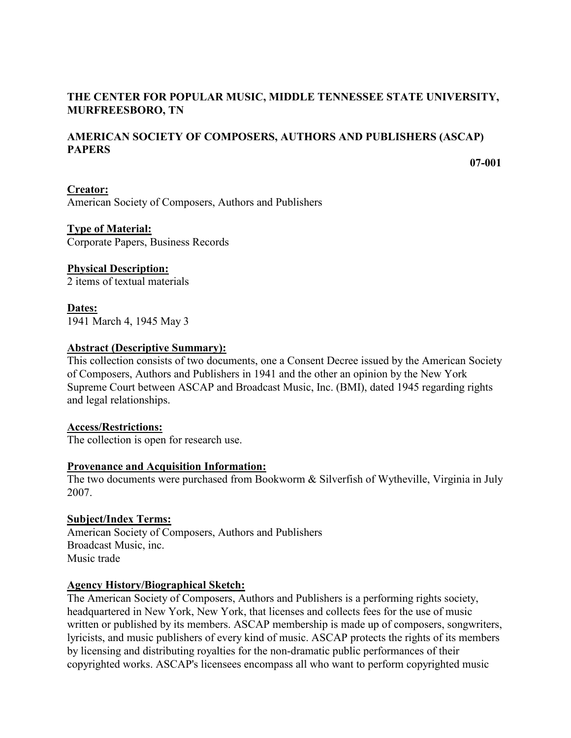**THE CENTER FOR POPULAR MUSIC, MIDDLE TENNESSEE STATE UNIVERSITY, MURFREESBORO, TN**

**AMERICAN SOCIETY OF COMPOSERS, AUTHORS AND PUBLISHERS (ASCAP) PAPERS**

**07-001**

## Creator:

American Society of Composers, Authors and Publishers

## Type of Material:

Corporate Papers, Business Records

## Physical Description:

2 items of textual materials

## Dates:

1941 March 4, 1945 May 3

## Abstract (Descriptive Summary):

This collection consists of two documents, one a Consent Decree issued by the American Society of Composers, Authors and Publishers in 1941 and the other an opinion by the New York Supreme Court between ASCAP and Broadcast Music, Inc. (BMI), dated 1945 regarding rights and legal relationships.

## Access/Restrictions:

The collection is open for research use.

## Provenance and Acquisition Information:

The two documents were purchased from Bookworm & Silverfish of Wytheville, Virginia in July 2007.

## Subject/Index Terms:

American Society of Composers, Authors and Publishers
Broadcast Music, inc.
Music trade

## Agency History/Biographical Sketch:

The American Society of Composers, Authors and Publishers is a performing rights society, headquartered in New York, New York, that licenses and collects fees for the use of music written or published by its members. ASCAP membership is made up of composers, songwriters, lyricists, and music publishers of every kind of music. ASCAP protects the rights of its members by licensing and distributing royalties for the non-dramatic public performances of their copyrighted works. ASCAP's licensees encompass all who want to perform copyrighted music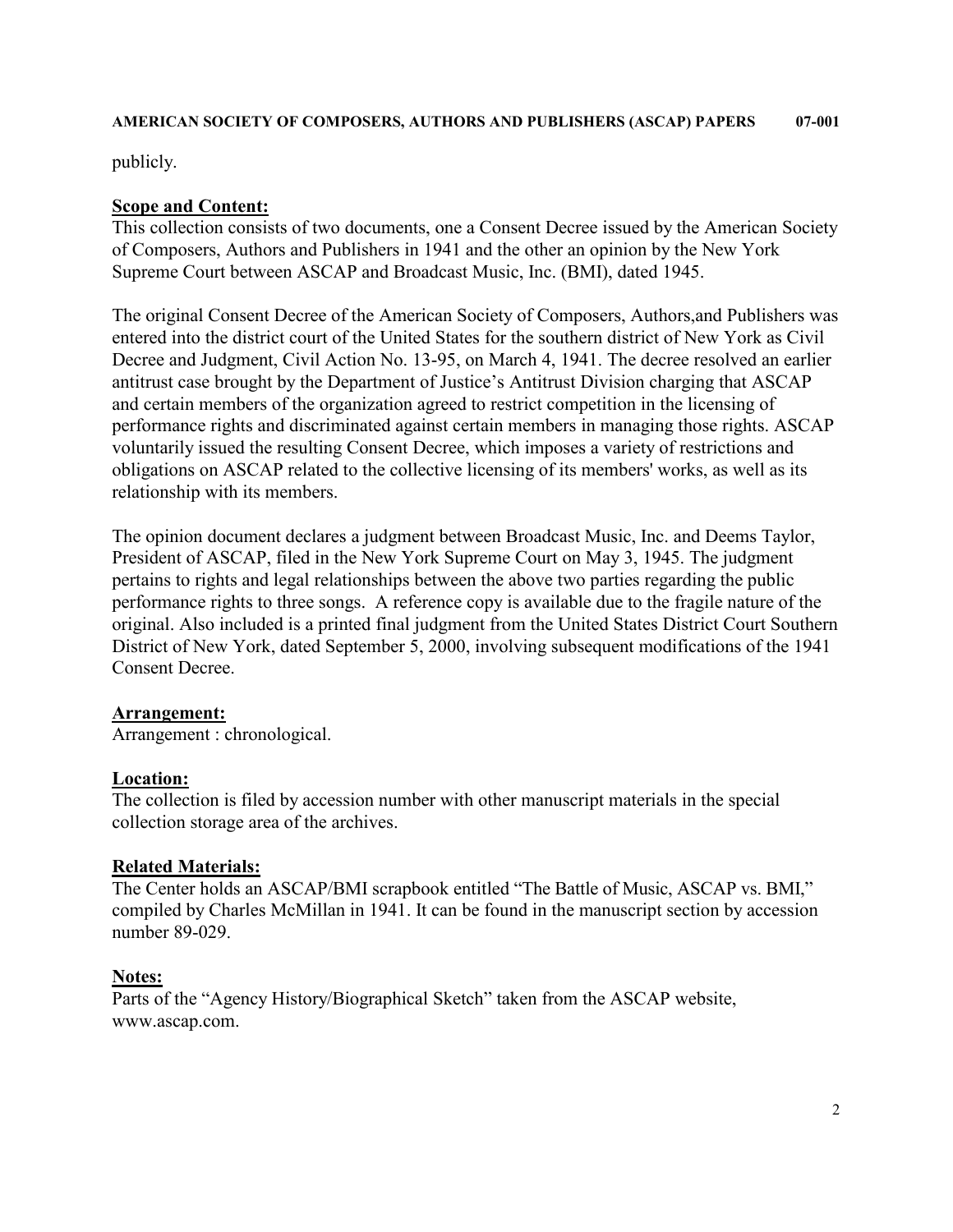publicly.

## Scope and Content:

This collection consists of two documents, one a Consent Decree issued by the American Society of Composers, Authors and Publishers in 1941 and the other an opinion by the New York Supreme Court between ASCAP and Broadcast Music, Inc. (BMI), dated 1945.

The original Consent Decree of the American Society of Composers, Authors,and Publishers was entered into the district court of the United States for the southern district of New York as Civil Decree and Judgment, Civil Action No. 13-95, on March 4, 1941. The decree resolved an earlier antitrust case brought by the Department of Justice's Antitrust Division charging that ASCAP and certain members of the organization agreed to restrict competition in the licensing of performance rights and discriminated against certain members in managing those rights. ASCAP voluntarily issued the resulting Consent Decree, which imposes a variety of restrictions and obligations on ASCAP related to the collective licensing of its members' works, as well as its relationship with its members.

The opinion document declares a judgment between Broadcast Music, Inc. and Deems Taylor, President of ASCAP, filed in the New York Supreme Court on May 3, 1945. The judgment pertains to rights and legal relationships between the above two parties regarding the public performance rights to three songs. A reference copy is available due to the fragile nature of the original. Also included is a printed final judgment from the United States District Court Southern District of New York, dated September 5, 2000, involving subsequent modifications of the 1941 Consent Decree.

## Arrangement:

Arrangement : chronological.

## Location:

The collection is filed by accession number with other manuscript materials in the special collection storage area of the archives.

## Related Materials:

The Center holds an ASCAP/BMI scrapbook entitled "The Battle of Music, ASCAP vs. BMI," compiled by Charles McMillan in 1941. It can be found in the manuscript section by accession number 89-029.

## Notes:

Parts of the "Agency History/Biographical Sketch" taken from the ASCAP website, www.ascap.com.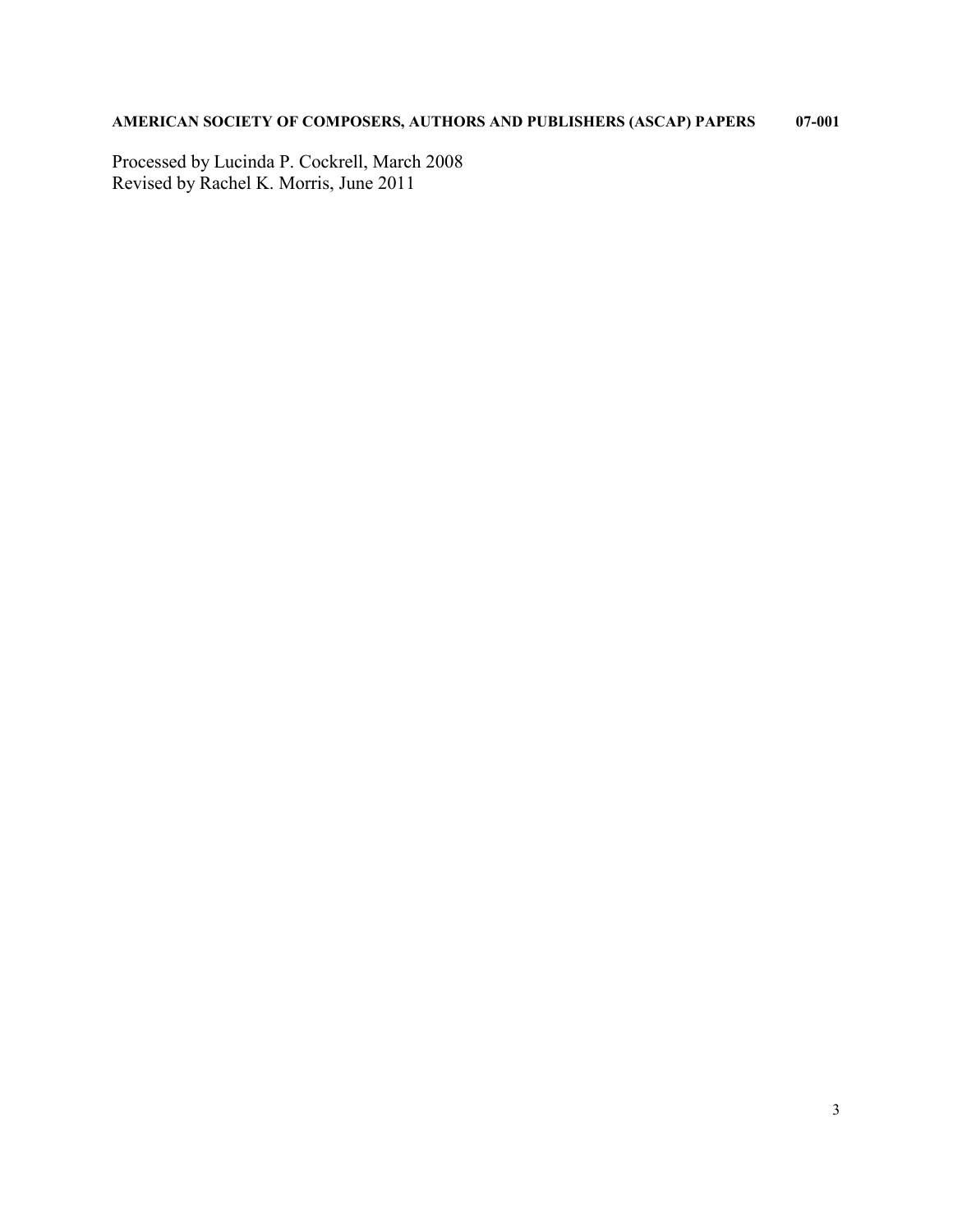**AMERICAN SOCIETY OF COMPOSERS, AUTHORS AND PUBLISHERS (ASCAP) PAPERS 07-001**

Processed by Lucinda P. Cockrell, March 2008
Revised by Rachel K. Morris, June 2011